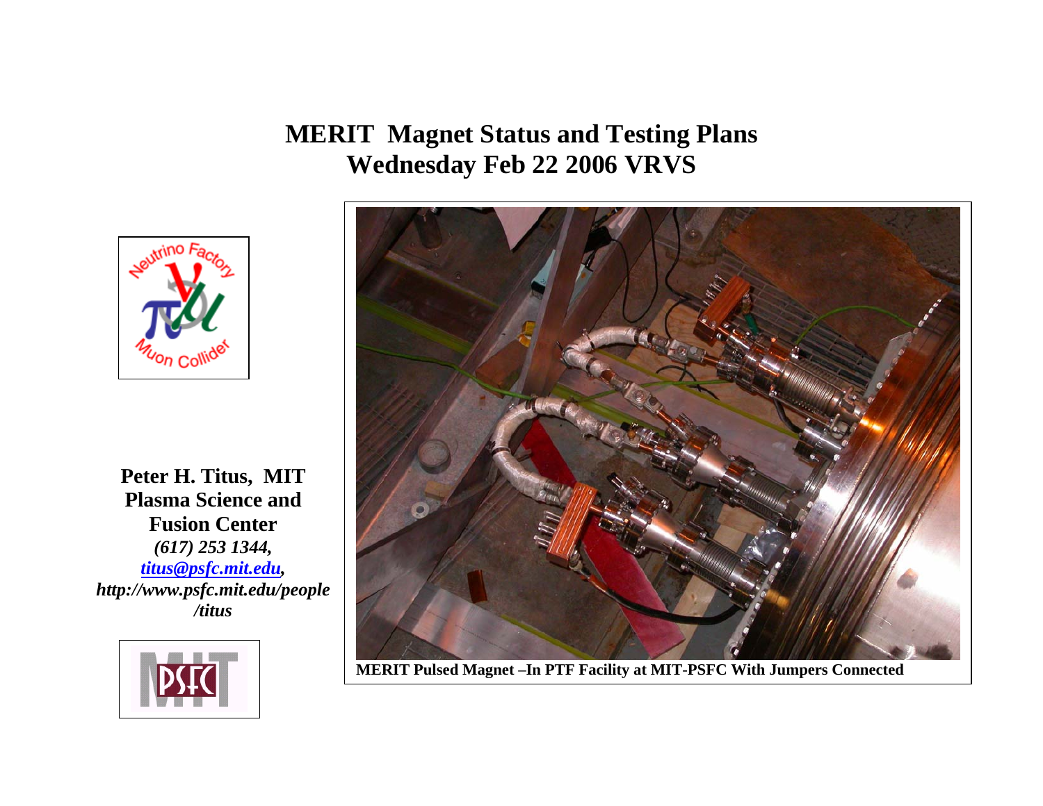# MERIT Magnet Status and Testing Plans
## Wednesday Feb 22 2006 VRVS

**Peter H. Titus, MIT Plasma Science and Fusion Center**
***(617) 253 1344,***
***titus@psfc.mit.edu,***
***http://www.psfc.mit.edu/people/titus***

**MERIT Pulsed Magnet –In PTF Facility at MIT-PSFC With Jumpers Connected**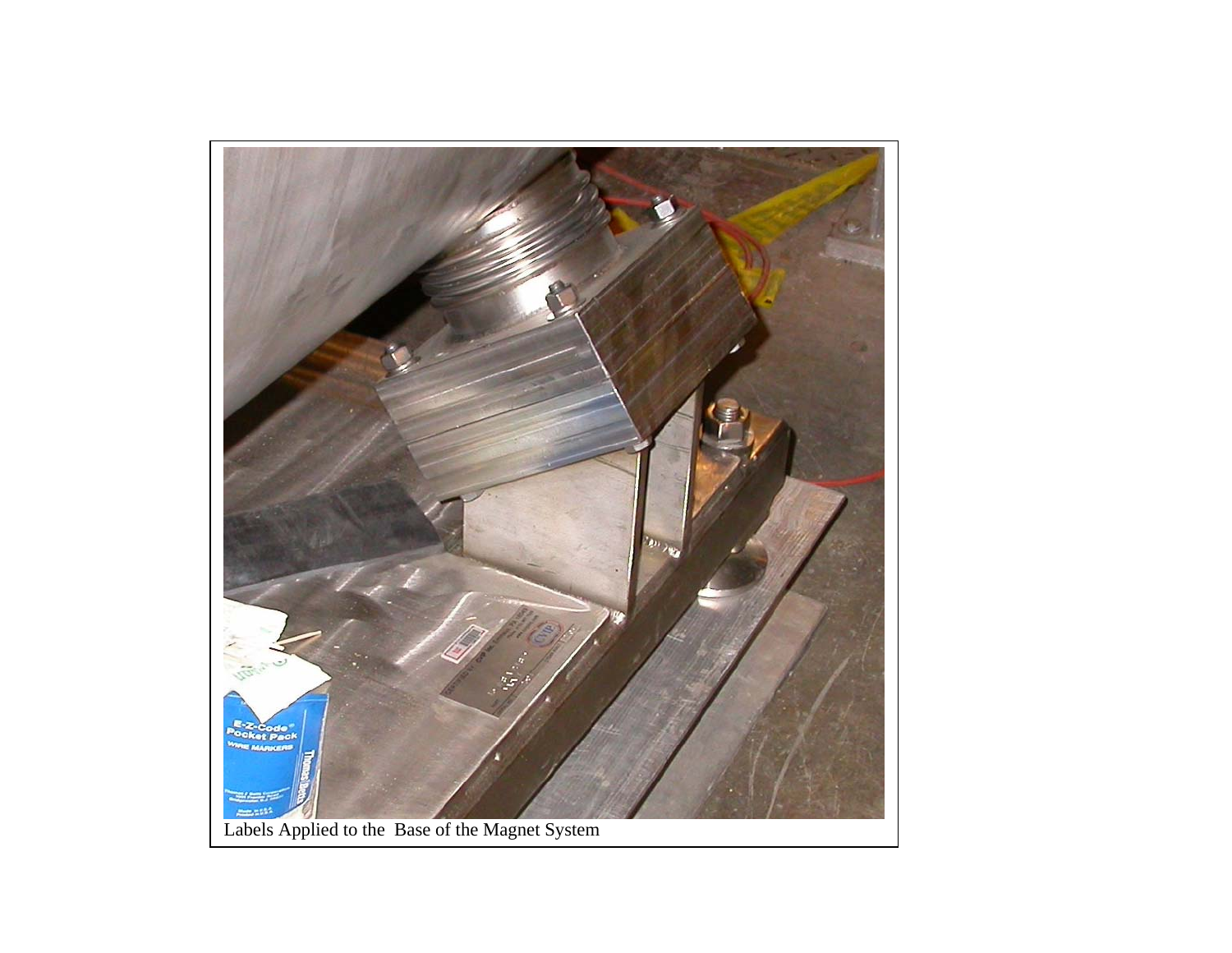Labels Applied to the Base of the Magnet System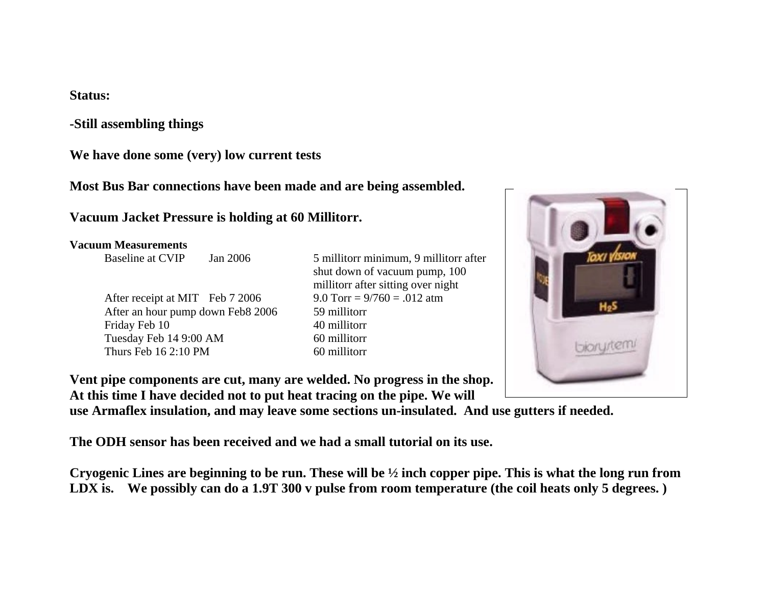**Status:**

**-Still assembling things**

**We have done some (very) low current tests**

**Most Bus Bar connections have been made and are being assembled.**

**Vacuum Jacket Pressure is holding at 60 Millitorr.**

**Vacuum Measurements**

| | | |
|---|---|---|
| Baseline at CVIP | Jan 2006 | 5 millitorr minimum, 9 millitorr after shut down of vacuum pump, 100 millitorr after sitting over night |
| After receipt at MIT | Feb 7 2006 | 9.0 Torr = 9/760 = .012 atm |
| After an hour pump down | Feb8 2006 | 59 millitorr |
| Friday Feb 10 | | 40 millitorr |
| Tuesday Feb 14 9:00 AM | | 60 millitorr |
| Thurs Feb 16 2:10 PM | | 60 millitorr |

**Vent pipe components are cut, many are welded. No progress in the shop. At this time I have decided not to put heat tracing on the pipe. We will use Armaflex insulation, and may leave some sections un-insulated. And use gutters if needed.**

**The ODH sensor has been received and we had a small tutorial on its use.**

**Cryogenic Lines are beginning to be run. These will be ½ inch copper pipe. This is what the long run from LDX is. We possibly can do a 1.9T 300 v pulse from room temperature (the coil heats only 5 degrees. )**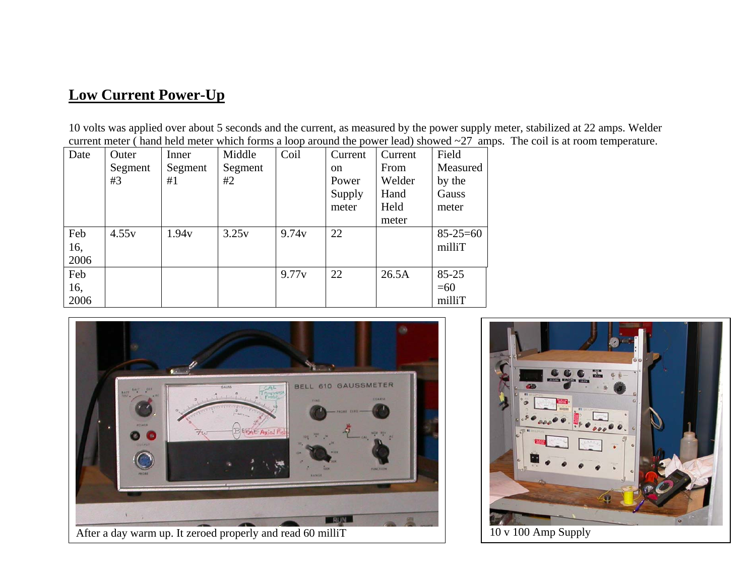## Low Current Power-Up

10 volts was applied over about 5 seconds and the current, as measured by the power supply meter, stabilized at 22 amps. Welder current meter ( hand held meter which forms a loop around the power lead) showed ~27 amps. The coil is at room temperature.

| Date | Outer Segment #3 | Inner Segment #1 | Middle Segment #2 | Coil | Current on Power Supply meter | Current From Welder Hand Held meter | Field Measured by the Gauss meter |
|---|---|---|---|---|---|---|---|
| Feb 16, 2006 | 4.55v | 1.94v | 3.25v | 9.74v | 22 | | 85-25=60 milliT |
| Feb 16, 2006 | | | | 9.77v | 22 | 26.5A | 85-25 =60 milliT |

After a day warm up. It zeroed properly and read 60 milliT

10 v 100 Amp Supply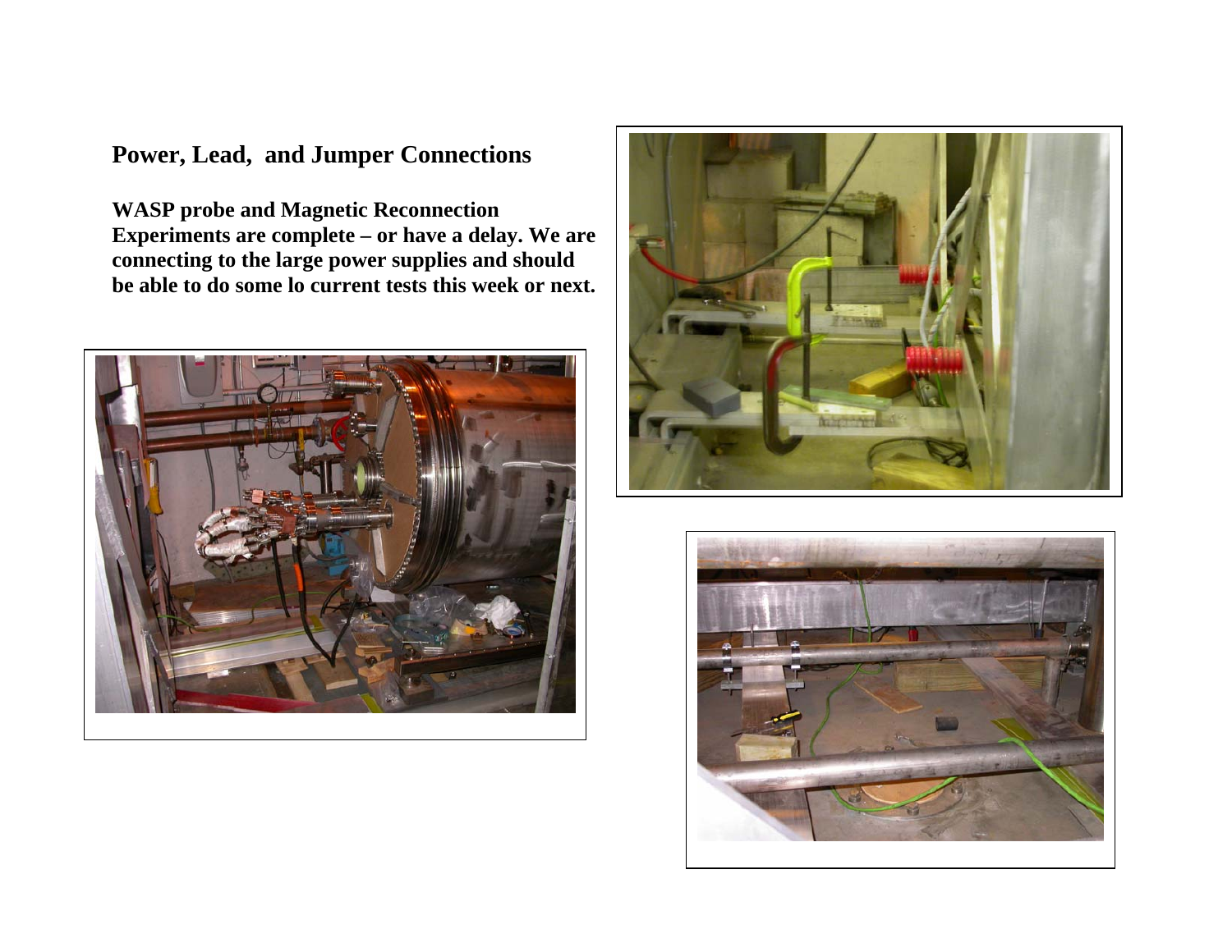## Power, Lead, and Jumper Connections

**WASP probe and Magnetic Reconnection Experiments are complete – or have a delay. We are connecting to the large power supplies and should be able to do some lo current tests this week or next.**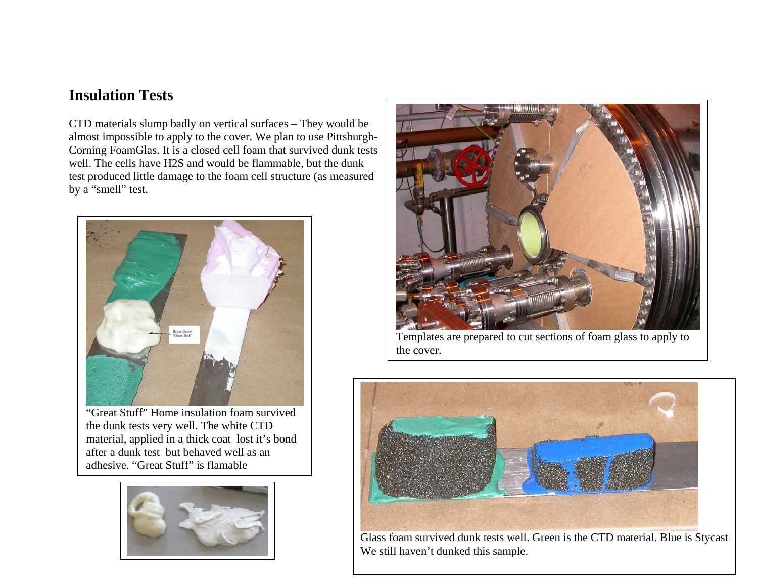## Insulation Tests

CTD materials slump badly on vertical surfaces – They would be almost impossible to apply to the cover. We plan to use Pittsburgh-Corning FoamGlas. It is a closed cell foam that survived dunk tests well. The cells have $H_2S$ and would be flammable, but the dunk test produced little damage to the foam cell structure (as measured by a "smell" test.

Home Depot "Great Stuff"

"Great Stuff" Home insulation foam survived the dunk tests very well. The white CTD material, applied in a thick coat lost it's bond after a dunk test but behaved well as an adhesive. "Great Stuff" is flamable

Templates are prepared to cut sections of foam glass to apply to the cover.

Glass foam survived dunk tests well. Green is the CTD material. Blue is Stycast We still haven't dunked this sample.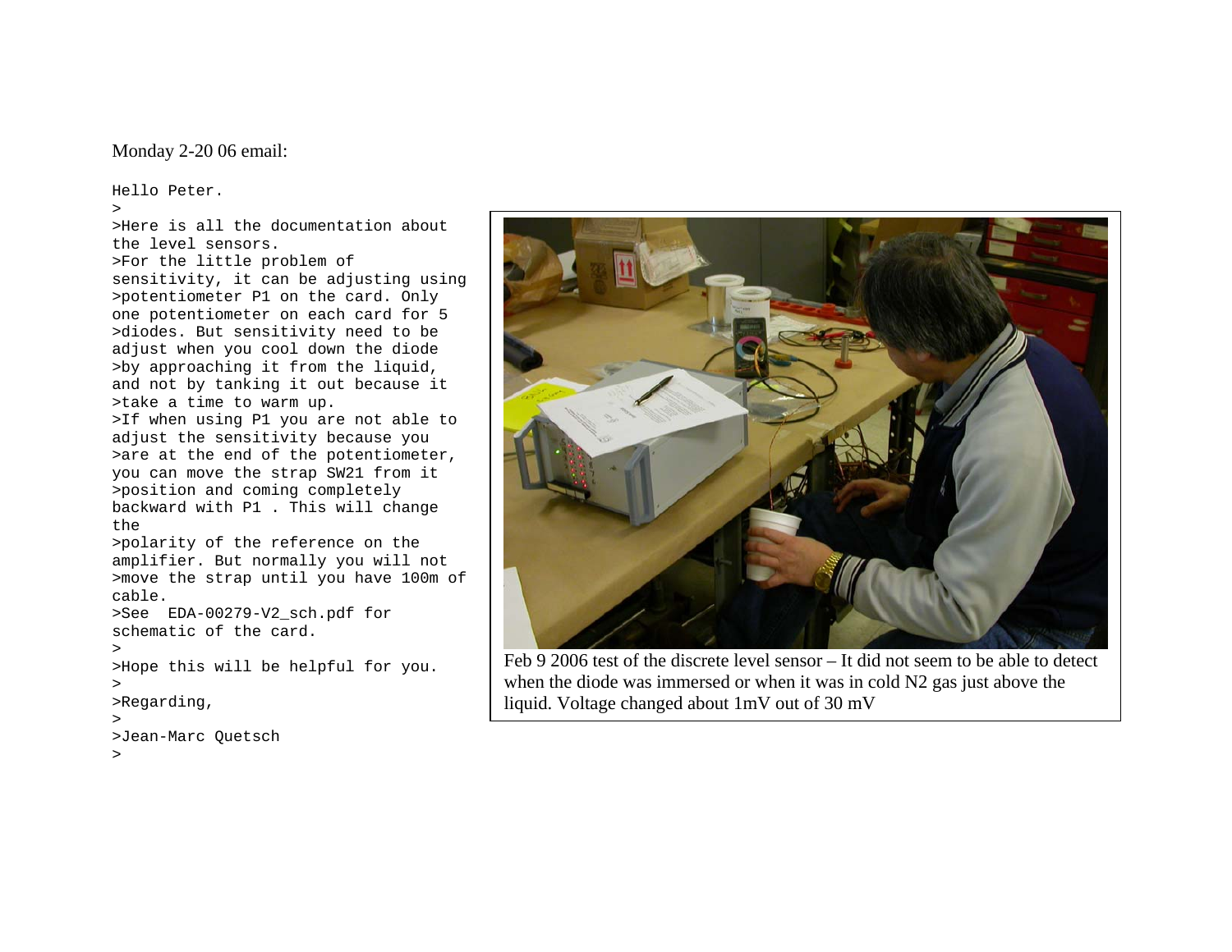Monday 2-20 06 email:

```
Hello Peter.
>
>Here is all the documentation about the level sensors.
>For the little problem of sensitivity, it can be adjusting using
>potentiometer P1 on the card. Only one potentiometer on each card for 5
>diodes. But sensitivity need to be adjust when you cool down the diode
>by approaching it from the liquid, and not by tanking it out because it
>take a time to warm up.
>If when using P1 you are not able to adjust the sensitivity because you
>are at the end of the potentiometer, you can move the strap SW21 from it
>position and coming completely backward with P1 . This will change the
>polarity of the reference on the amplifier. But normally you will not
>move the strap until you have 100m of cable.
>See  EDA-00279-V2_sch.pdf for schematic of the card.
>
>Hope this will be helpful for you.
>
>Regarding,
>
>Jean-Marc Quetsch
>
```

Feb 9 2006 test of the discrete level sensor – It did not seem to be able to detect when the diode was immersed or when it was in cold N2 gas just above the liquid. Voltage changed about 1mV out of 30 mV